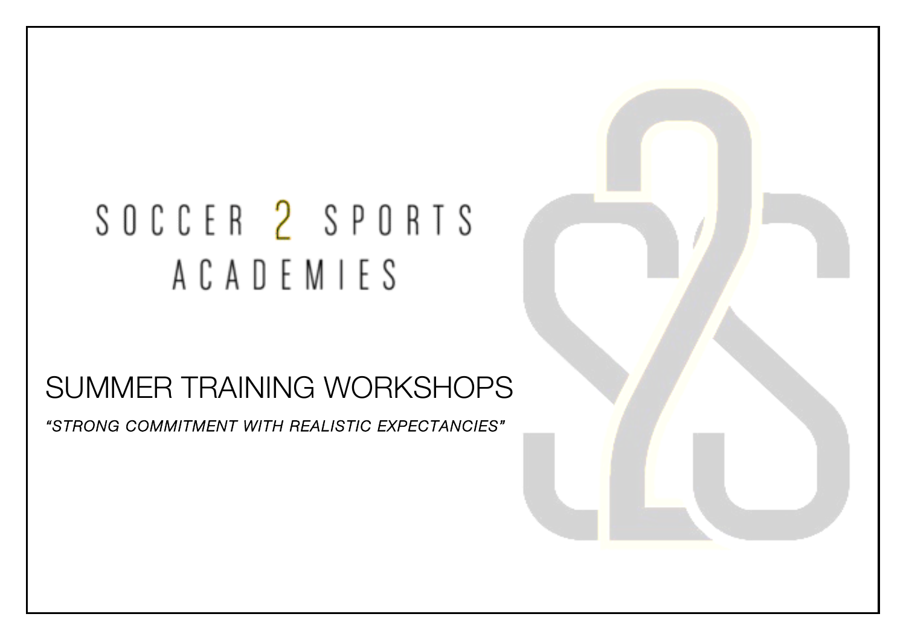# SOCCER 2 SPORTS ACADEMIES

## SUMMER TRAINING WORKSHOPS

*"STRONG COMMITMENT WITH REALISTIC EXPECTANCIES"*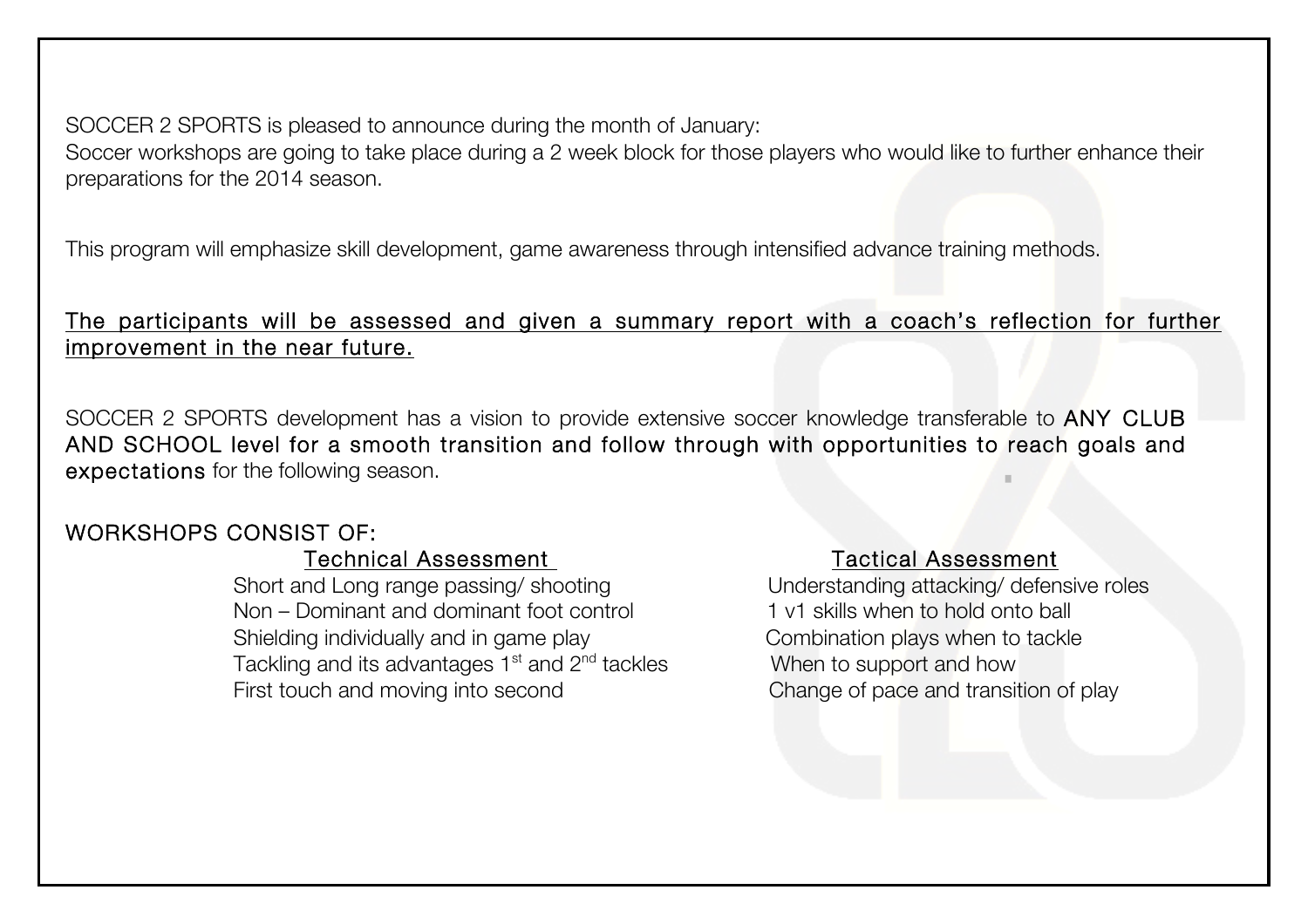SOCCER 2 SPORTS is pleased to announce during the month of January:
Soccer workshops are going to take place during a 2 week block for those players who would like to further enhance their preparations for the 2014 season.

This program will emphasize skill development, game awareness through intensified advance training methods.

<u>The participants will be assessed and given a summary report with a coach's reflection for further improvement in the near future.</u>

SOCCER 2 SPORTS development has a vision to provide extensive soccer knowledge transferable to **ANY CLUB AND SCHOOL level for a smooth transition and follow through with opportunities to reach goals and expectations** for the following season.

## WORKSHOPS CONSIST OF:

### Technical Assessment

- Short and Long range passing/ shooting
- Non – Dominant and dominant foot control
- Shielding individually and in game play
- Tackling and its advantages 1st and 2nd tackles
- First touch and moving into second

### Tactical Assessment

- Understanding attacking/ defensive roles
- 1 v1 skills when to hold onto ball
- Combination plays when to tackle
- When to support and how
- Change of pace and transition of play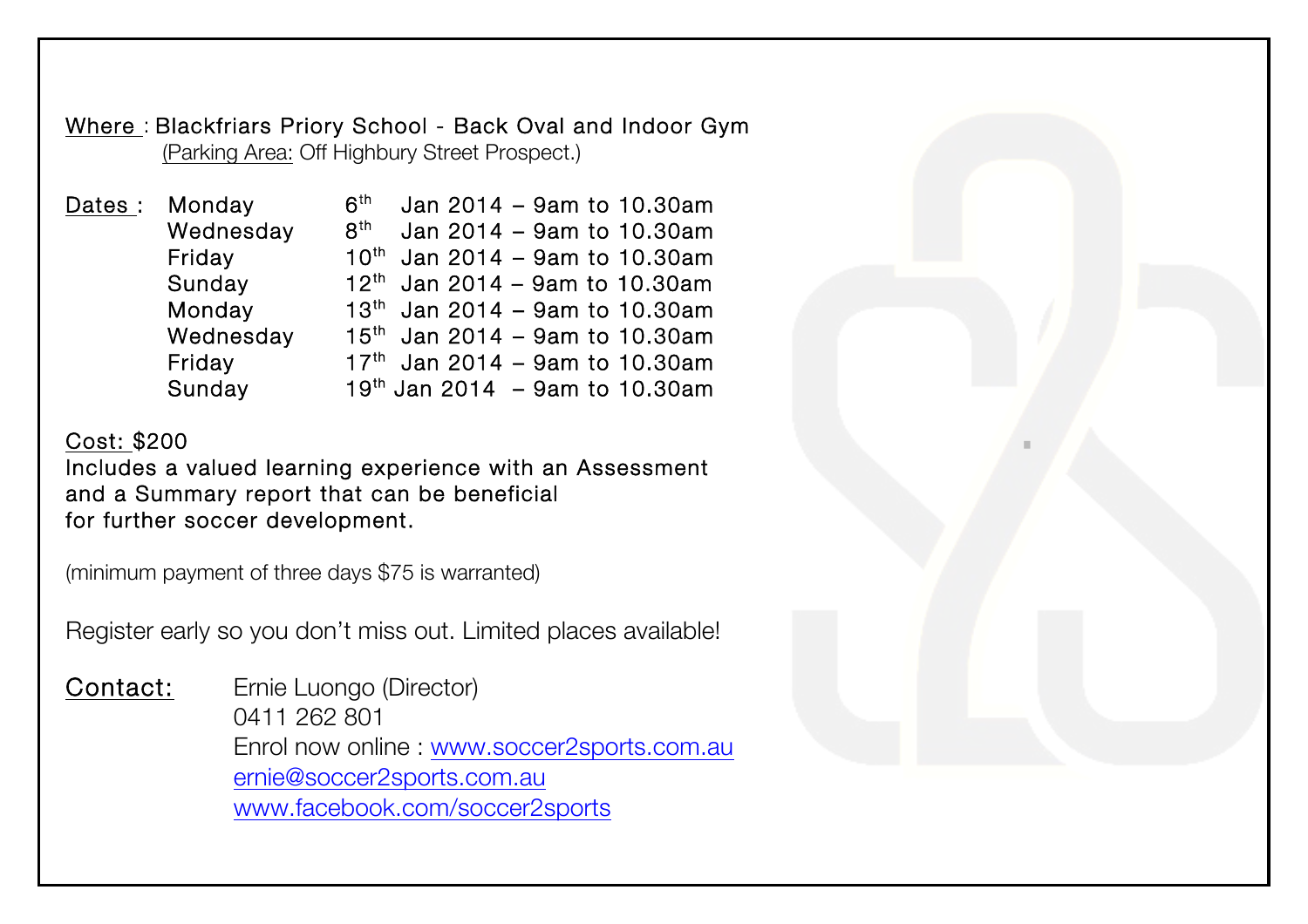Where : Blackfriars Priory School - Back Oval and Indoor Gym
(Parking Area: Off Highbury Street Prospect.)

Dates :

| | | |
|---|---|---|
| Monday | 6th Jan 2014 | 9am to 10.30am |
| Wednesday | 8th Jan 2014 | 9am to 10.30am |
| Friday | 10th Jan 2014 | 9am to 10.30am |
| Sunday | 12th Jan 2014 | 9am to 10.30am |
| Monday | 13th Jan 2014 | 9am to 10.30am |
| Wednesday | 15th Jan 2014 | 9am to 10.30am |
| Friday | 17th Jan 2014 | 9am to 10.30am |
| Sunday | 19th Jan 2014 | 9am to 10.30am |

Cost: $200
Includes a valued learning experience with an Assessment and a Summary report that can be beneficial for further soccer development.

(minimum payment of three days $75 is warranted)

Register early so you don't miss out. Limited places available!

Contact: Ernie Luongo (Director)
0411 262 801
Enrol now online : www.soccer2sports.com.au
ernie@soccer2sports.com.au
www.facebook.com/soccer2sports